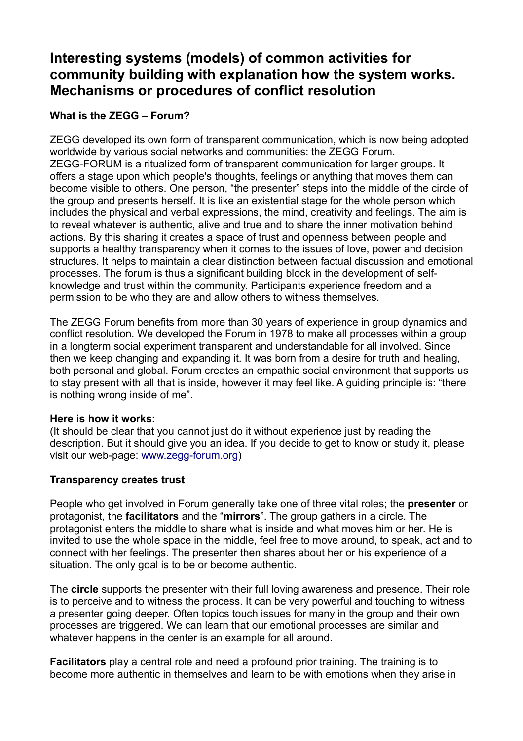# Interesting systems (models) of common activities for community building with explanation how the system works. Mechanisms or procedures of conflict resolution

### What is the ZEGG – Forum?

ZEGG developed its own form of transparent communication, which is now being adopted worldwide by various social networks and communities: the ZEGG Forum.
ZEGG-FORUM is a ritualized form of transparent communication for larger groups. It offers a stage upon which people's thoughts, feelings or anything that moves them can become visible to others. One person, “the presenter” steps into the middle of the circle of the group and presents herself. It is like an existential stage for the whole person which includes the physical and verbal expressions, the mind, creativity and feelings. The aim is to reveal whatever is authentic, alive and true and to share the inner motivation behind actions. By this sharing it creates a space of trust and openness between people and supports a healthy transparency when it comes to the issues of love, power and decision structures. It helps to maintain a clear distinction between factual discussion and emotional processes. The forum is thus a significant building block in the development of self-knowledge and trust within the community. Participants experience freedom and a permission to be who they are and allow others to witness themselves.

The ZEGG Forum benefits from more than 30 years of experience in group dynamics and conflict resolution. We developed the Forum in 1978 to make all processes within a group in a longterm social experiment transparent and understandable for all involved. Since then we keep changing and expanding it. It was born from a desire for truth and healing, both personal and global. Forum creates an empathic social environment that supports us to stay present with all that is inside, however it may feel like. A guiding principle is: “there is nothing wrong inside of me”.

**Here is how it works:**
(It should be clear that you cannot just do it without experience just by reading the description. But it should give you an idea. If you decide to get to know or study it, please visit our web-page: www.zegg-forum.org)

**Transparency creates trust**

People who get involved in Forum generally take one of three vital roles; the **presenter** or protagonist, the **facilitators** and the “**mirrors**”. The group gathers in a circle. The protagonist enters the middle to share what is inside and what moves him or her. He is invited to use the whole space in the middle, feel free to move around, to speak, act and to connect with her feelings. The presenter then shares about her or his experience of a situation. The only goal is to be or become authentic.

The **circle** supports the presenter with their full loving awareness and presence. Their role is to perceive and to witness the process. It can be very powerful and touching to witness a presenter going deeper. Often topics touch issues for many in the group and their own processes are triggered. We can learn that our emotional processes are similar and whatever happens in the center is an example for all around.

**Facilitators** play a central role and need a profound prior training. The training is to become more authentic in themselves and learn to be with emotions when they arise in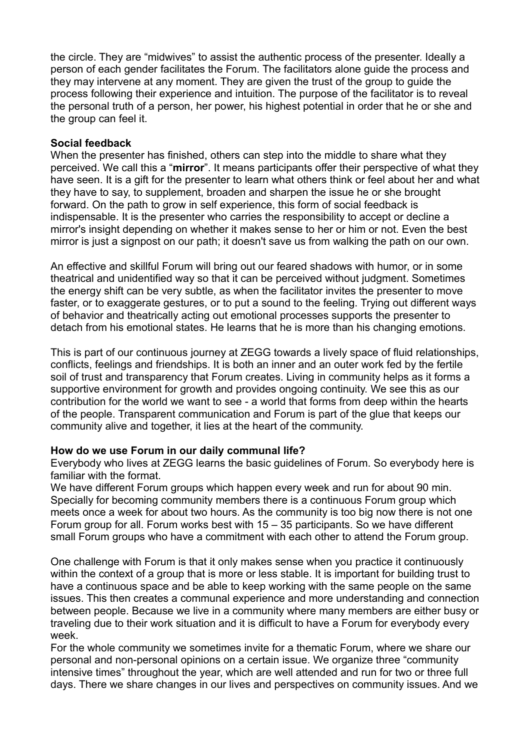the circle. They are "midwives" to assist the authentic process of the presenter. Ideally a person of each gender facilitates the Forum. The facilitators alone guide the process and they may intervene at any moment. They are given the trust of the group to guide the process following their experience and intuition. The purpose of the facilitator is to reveal the personal truth of a person, her power, his highest potential in order that he or she and the group can feel it.

**Social feedback**
When the presenter has finished, others can step into the middle to share what they perceived. We call this a "**mirror**". It means participants offer their perspective of what they have seen. It is a gift for the presenter to learn what others think or feel about her and what they have to say, to supplement, broaden and sharpen the issue he or she brought forward. On the path to grow in self experience, this form of social feedback is indispensable. It is the presenter who carries the responsibility to accept or decline a mirror's insight depending on whether it makes sense to her or him or not. Even the best mirror is just a signpost on our path; it doesn't save us from walking the path on our own.

An effective and skillful Forum will bring out our feared shadows with humor, or in some theatrical and unidentified way so that it can be perceived without judgment. Sometimes the energy shift can be very subtle, as when the facilitator invites the presenter to move faster, or to exaggerate gestures, or to put a sound to the feeling. Trying out different ways of behavior and theatrically acting out emotional processes supports the presenter to detach from his emotional states. He learns that he is more than his changing emotions.

This is part of our continuous journey at ZEGG towards a lively space of fluid relationships, conflicts, feelings and friendships. It is both an inner and an outer work fed by the fertile soil of trust and transparency that Forum creates. Living in community helps as it forms a supportive environment for growth and provides ongoing continuity. We see this as our contribution for the world we want to see - a world that forms from deep within the hearts of the people. Transparent communication and Forum is part of the glue that keeps our community alive and together, it lies at the heart of the community.

**How do we use Forum in our daily communal life?**
Everybody who lives at ZEGG learns the basic guidelines of Forum. So everybody here is familiar with the format.
We have different Forum groups which happen every week and run for about 90 min. Specially for becoming community members there is a continuous Forum group which meets once a week for about two hours. As the community is too big now there is not one Forum group for all. Forum works best with 15 – 35 participants. So we have different small Forum groups who have a commitment with each other to attend the Forum group.

One challenge with Forum is that it only makes sense when you practice it continuously within the context of a group that is more or less stable. It is important for building trust to have a continuous space and be able to keep working with the same people on the same issues. This then creates a communal experience and more understanding and connection between people. Because we live in a community where many members are either busy or traveling due to their work situation and it is difficult to have a Forum for everybody every week.
For the whole community we sometimes invite for a thematic Forum, where we share our personal and non-personal opinions on a certain issue. We organize three "community intensive times" throughout the year, which are well attended and run for two or three full days. There we share changes in our lives and perspectives on community issues. And we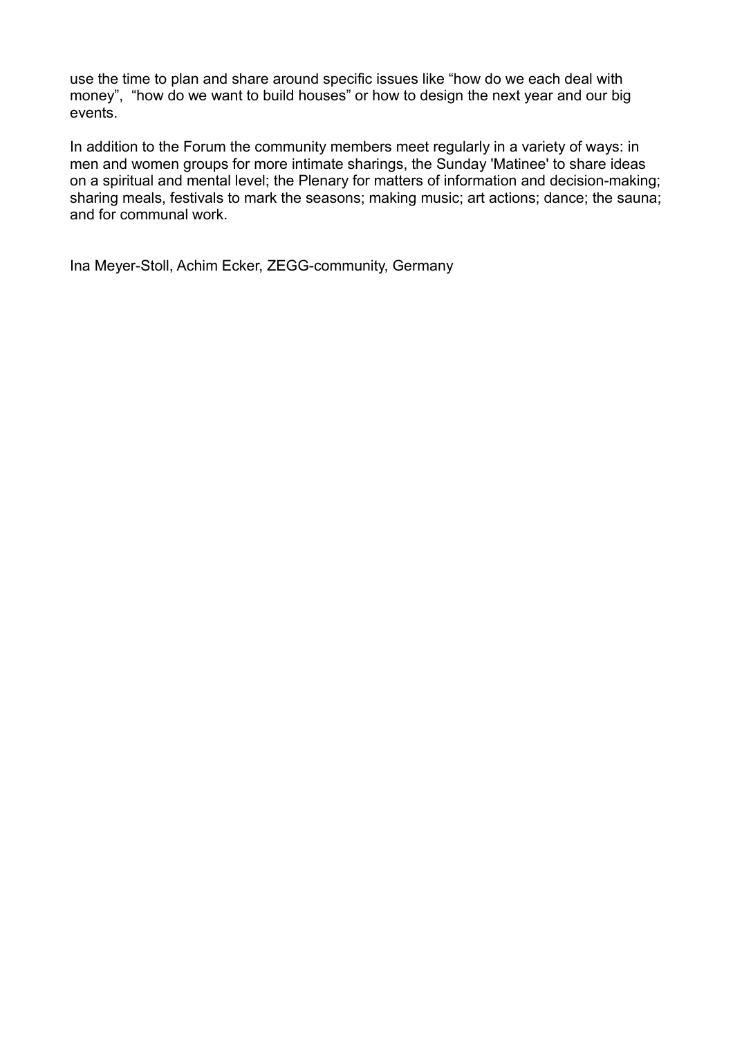use the time to plan and share around specific issues like “how do we each deal with money”, “how do we want to build houses” or how to design the next year and our big events.

In addition to the Forum the community members meet regularly in a variety of ways: in men and women groups for more intimate sharings, the Sunday 'Matinee' to share ideas on a spiritual and mental level; the Plenary for matters of information and decision-making; sharing meals, festivals to mark the seasons; making music; art actions; dance; the sauna; and for communal work.

Ina Meyer-Stoll, Achim Ecker, ZEGG-community, Germany